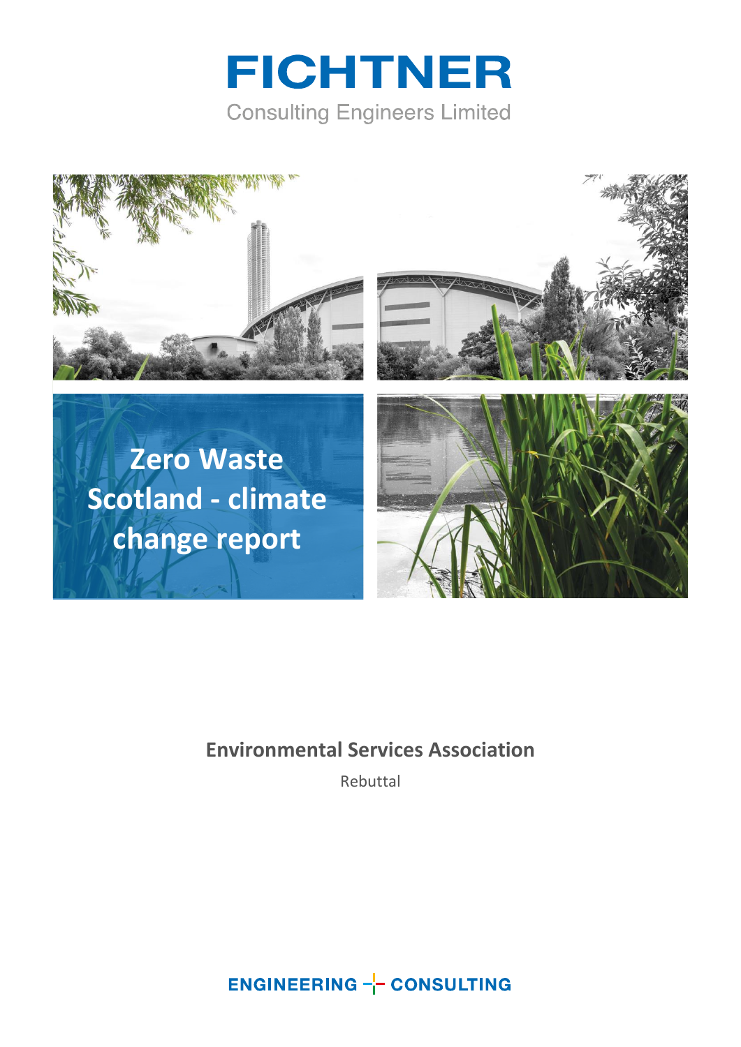# FICHTNER

Consulting Engineers Limited

# Zero Waste Scotland - climate change report

**Environmental Services Association**

Rebuttal

ENGINEERING CONSULTING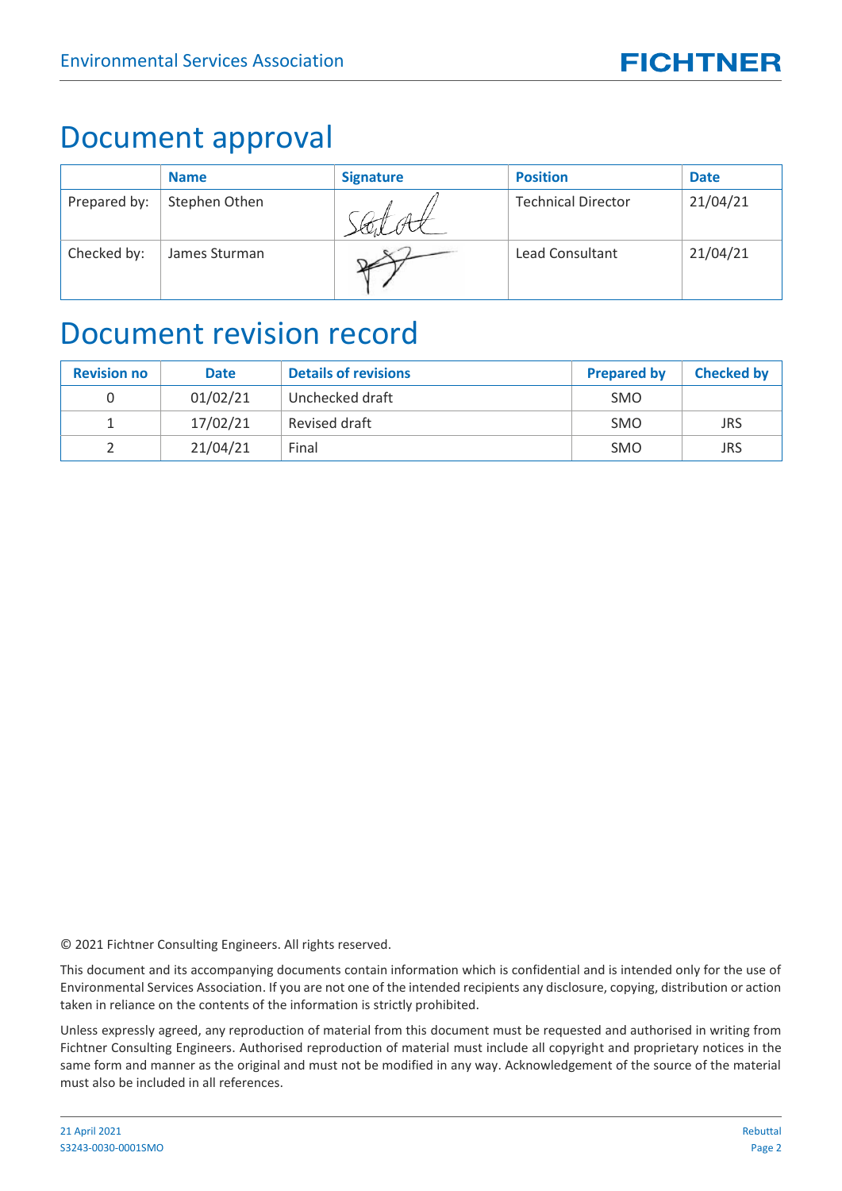# Document approval

| | Name | Signature | Position | Date |
|---|---|---|---|---|
| Prepared by: | Stephen Othen | | Technical Director | 21/04/21 |
| Checked by: | James Sturman | | Lead Consultant | 21/04/21 |

# Document revision record

| Revision no | Date | Details of revisions | Prepared by | Checked by |
|---|---|---|---|---|
| 0 | 01/02/21 | Unchecked draft | SMO | |
| 1 | 17/02/21 | Revised draft | SMO | JRS |
| 2 | 21/04/21 | Final | SMO | JRS |

© 2021 Fichtner Consulting Engineers. All rights reserved.

This document and its accompanying documents contain information which is confidential and is intended only for the use of Environmental Services Association. If you are not one of the intended recipients any disclosure, copying, distribution or action taken in reliance on the contents of the information is strictly prohibited.

Unless expressly agreed, any reproduction of material from this document must be requested and authorised in writing from Fichtner Consulting Engineers. Authorised reproduction of material must include all copyright and proprietary notices in the same form and manner as the original and must not be modified in any way. Acknowledgement of the source of the material must also be included in all references.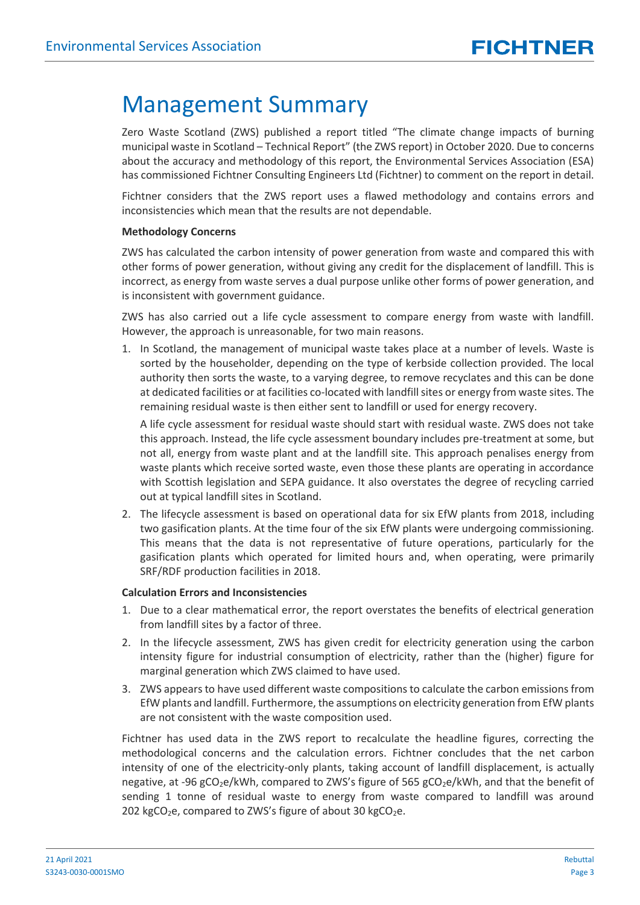# Management Summary

Zero Waste Scotland (ZWS) published a report titled "The climate change impacts of burning municipal waste in Scotland – Technical Report" (the ZWS report) in October 2020. Due to concerns about the accuracy and methodology of this report, the Environmental Services Association (ESA) has commissioned Fichtner Consulting Engineers Ltd (Fichtner) to comment on the report in detail.

Fichtner considers that the ZWS report uses a flawed methodology and contains errors and inconsistencies which mean that the results are not dependable.

**Methodology Concerns**

ZWS has calculated the carbon intensity of power generation from waste and compared this with other forms of power generation, without giving any credit for the displacement of landfill. This is incorrect, as energy from waste serves a dual purpose unlike other forms of power generation, and is inconsistent with government guidance.

ZWS has also carried out a life cycle assessment to compare energy from waste with landfill. However, the approach is unreasonable, for two main reasons.

1. In Scotland, the management of municipal waste takes place at a number of levels. Waste is sorted by the householder, depending on the type of kerbside collection provided. The local authority then sorts the waste, to a varying degree, to remove recyclates and this can be done at dedicated facilities or at facilities co-located with landfill sites or energy from waste sites. The remaining residual waste is then either sent to landfill or used for energy recovery.

   A life cycle assessment for residual waste should start with residual waste. ZWS does not take this approach. Instead, the life cycle assessment boundary includes pre-treatment at some, but not all, energy from waste plant and at the landfill site. This approach penalises energy from waste plants which receive sorted waste, even those these plants are operating in accordance with Scottish legislation and SEPA guidance. It also overstates the degree of recycling carried out at typical landfill sites in Scotland.

2. The lifecycle assessment is based on operational data for six EfW plants from 2018, including two gasification plants. At the time four of the six EfW plants were undergoing commissioning. This means that the data is not representative of future operations, particularly for the gasification plants which operated for limited hours and, when operating, were primarily SRF/RDF production facilities in 2018.

**Calculation Errors and Inconsistencies**

1. Due to a clear mathematical error, the report overstates the benefits of electrical generation from landfill sites by a factor of three.
2. In the lifecycle assessment, ZWS has given credit for electricity generation using the carbon intensity figure for industrial consumption of electricity, rather than the (higher) figure for marginal generation which ZWS claimed to have used.
3. ZWS appears to have used different waste compositions to calculate the carbon emissions from EfW plants and landfill. Furthermore, the assumptions on electricity generation from EfW plants are not consistent with the waste composition used.

Fichtner has used data in the ZWS report to recalculate the headline figures, correcting the methodological concerns and the calculation errors. Fichtner concludes that the net carbon intensity of one of the electricity-only plants, taking account of landfill displacement, is actually negative, at -96 $gCO_2e/kWh$, compared to ZWS's figure of 565 $gCO_2e/kWh$, and that the benefit of sending 1 tonne of residual waste to energy from waste compared to landfill was around 202 $kgCO_2e$, compared to ZWS's figure of about 30 $kgCO_2e$.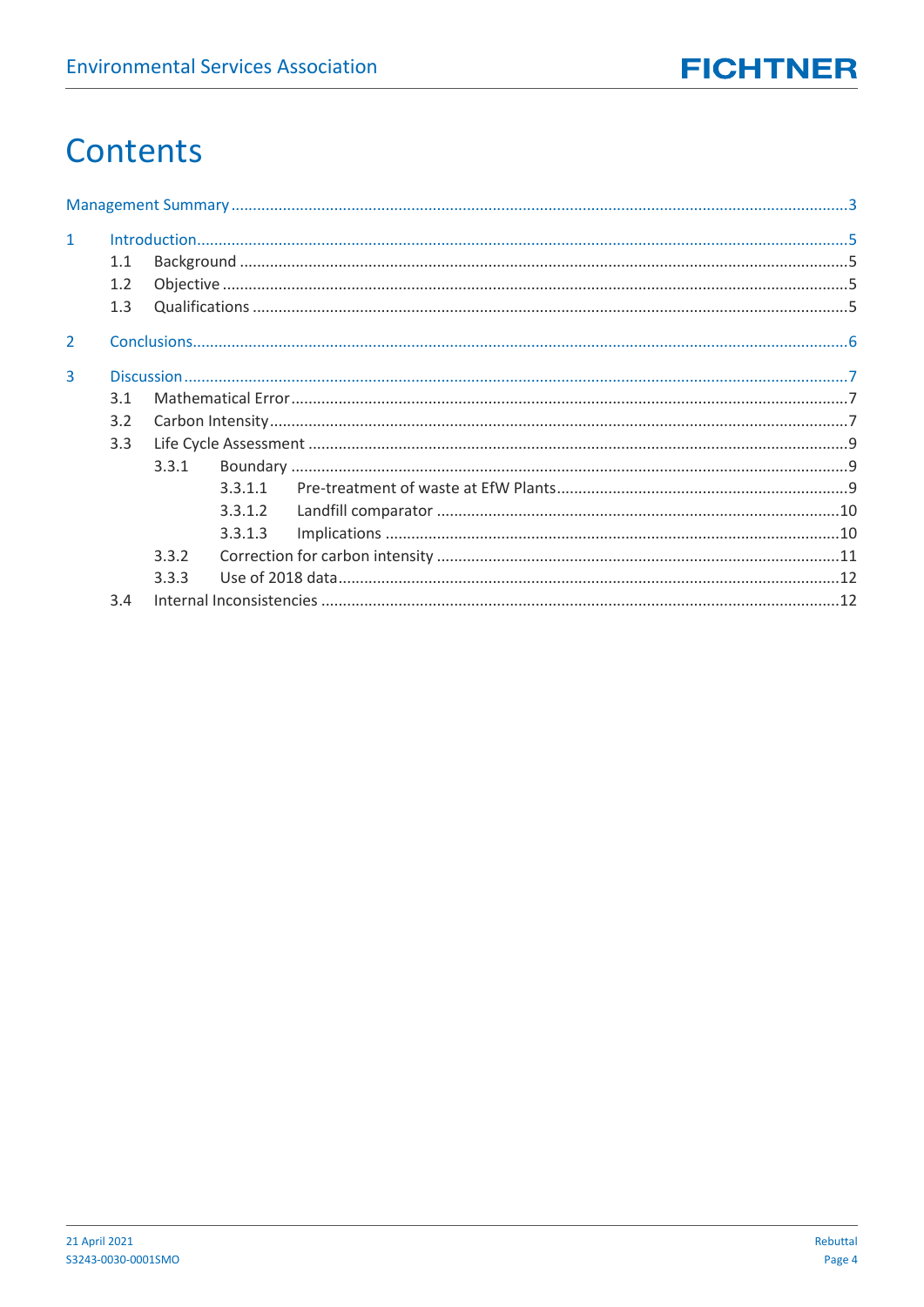# Contents

Management Summary ..... 3

1 Introduction ..... 5
- 1.1 Background ..... 5
- 1.2 Objective ..... 5
- 1.3 Qualifications ..... 5

2 Conclusions ..... 6

3 Discussion ..... 7
- 3.1 Mathematical Error ..... 7
- 3.2 Carbon Intensity ..... 7
- 3.3 Life Cycle Assessment ..... 9
  - 3.3.1 Boundary ..... 9
    - 3.3.1.1 Pre-treatment of waste at EfW Plants ..... 9
    - 3.3.1.2 Landfill comparator ..... 10
    - 3.3.1.3 Implications ..... 10
  - 3.3.2 Correction for carbon intensity ..... 11
  - 3.3.3 Use of 2018 data ..... 12
- 3.4 Internal Inconsistencies ..... 12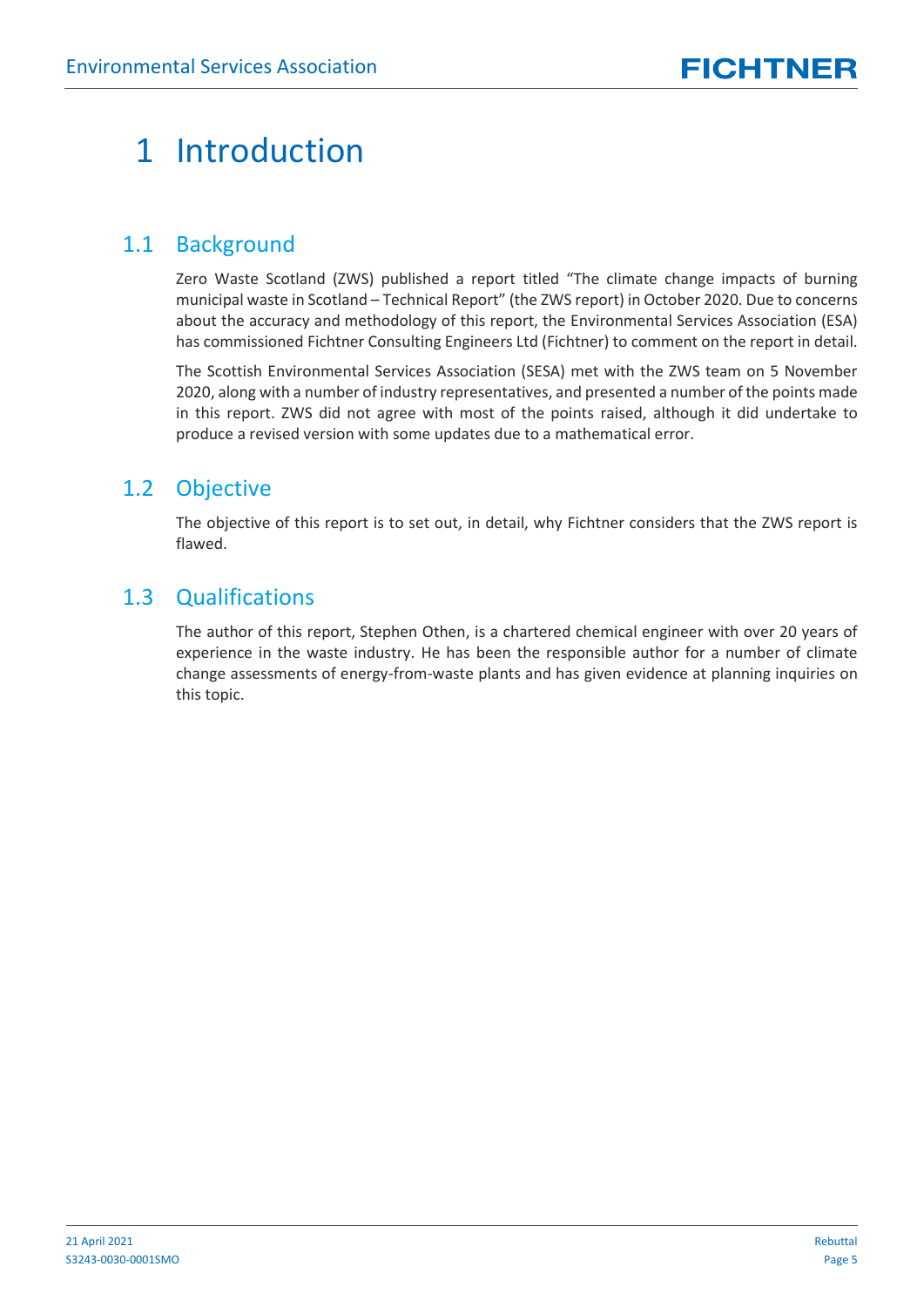# 1 Introduction

## 1.1 Background

Zero Waste Scotland (ZWS) published a report titled "The climate change impacts of burning municipal waste in Scotland – Technical Report" (the ZWS report) in October 2020. Due to concerns about the accuracy and methodology of this report, the Environmental Services Association (ESA) has commissioned Fichtner Consulting Engineers Ltd (Fichtner) to comment on the report in detail.

The Scottish Environmental Services Association (SESA) met with the ZWS team on 5 November 2020, along with a number of industry representatives, and presented a number of the points made in this report. ZWS did not agree with most of the points raised, although it did undertake to produce a revised version with some updates due to a mathematical error.

## 1.2 Objective

The objective of this report is to set out, in detail, why Fichtner considers that the ZWS report is flawed.

## 1.3 Qualifications

The author of this report, Stephen Othen, is a chartered chemical engineer with over 20 years of experience in the waste industry. He has been the responsible author for a number of climate change assessments of energy-from-waste plants and has given evidence at planning inquiries on this topic.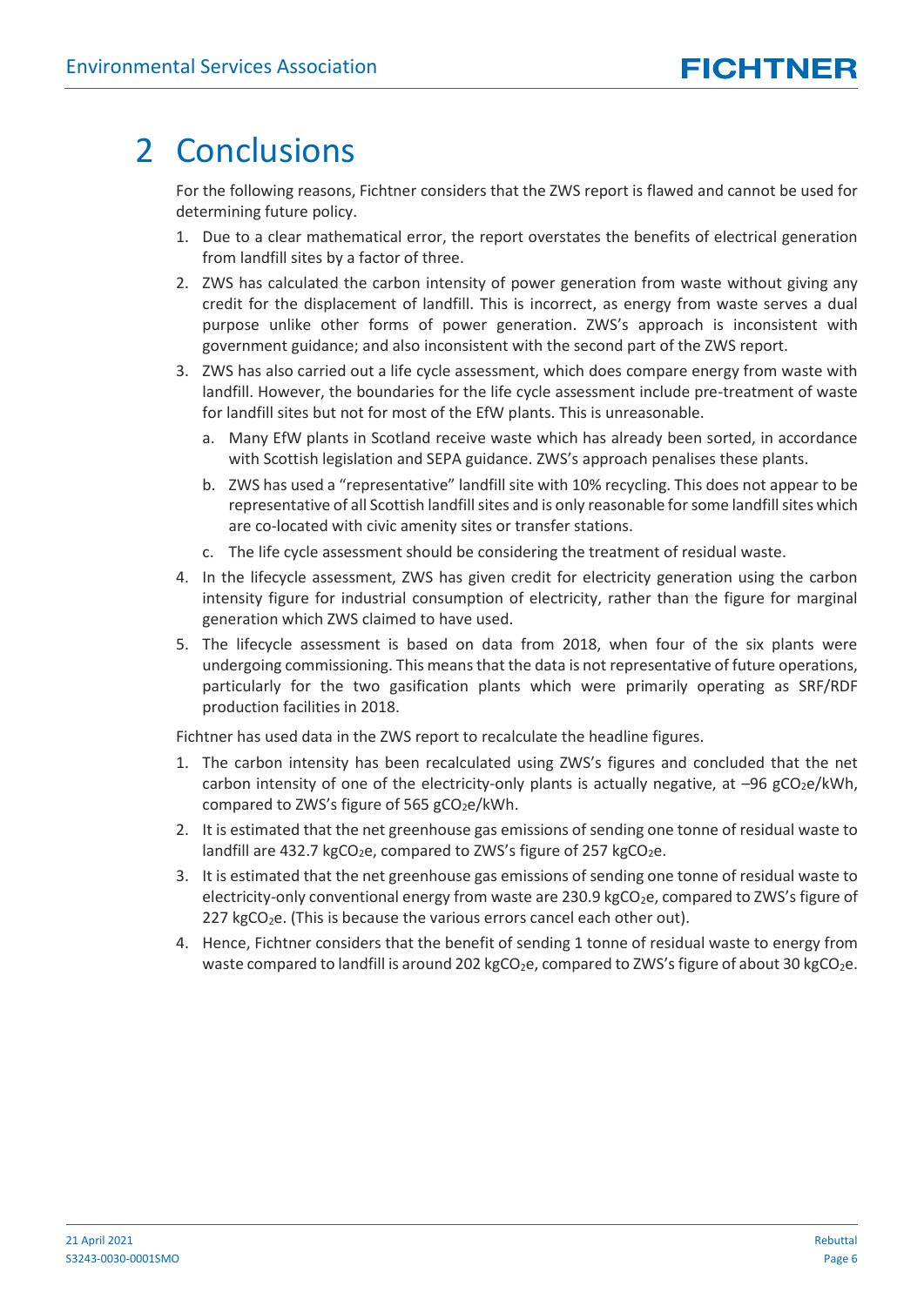# 2 Conclusions

For the following reasons, Fichtner considers that the ZWS report is flawed and cannot be used for determining future policy.

1. Due to a clear mathematical error, the report overstates the benefits of electrical generation from landfill sites by a factor of three.
2. ZWS has calculated the carbon intensity of power generation from waste without giving any credit for the displacement of landfill. This is incorrect, as energy from waste serves a dual purpose unlike other forms of power generation. ZWS's approach is inconsistent with government guidance; and also inconsistent with the second part of the ZWS report.
3. ZWS has also carried out a life cycle assessment, which does compare energy from waste with landfill. However, the boundaries for the life cycle assessment include pre-treatment of waste for landfill sites but not for most of the EfW plants. This is unreasonable.
   a. Many EfW plants in Scotland receive waste which has already been sorted, in accordance with Scottish legislation and SEPA guidance. ZWS's approach penalises these plants.
   b. ZWS has used a "representative" landfill site with 10% recycling. This does not appear to be representative of all Scottish landfill sites and is only reasonable for some landfill sites which are co-located with civic amenity sites or transfer stations.
   c. The life cycle assessment should be considering the treatment of residual waste.
4. In the lifecycle assessment, ZWS has given credit for electricity generation using the carbon intensity figure for industrial consumption of electricity, rather than the figure for marginal generation which ZWS claimed to have used.
5. The lifecycle assessment is based on data from 2018, when four of the six plants were undergoing commissioning. This means that the data is not representative of future operations, particularly for the two gasification plants which were primarily operating as SRF/RDF production facilities in 2018.

Fichtner has used data in the ZWS report to recalculate the headline figures.

1. The carbon intensity has been recalculated using ZWS's figures and concluded that the net carbon intensity of one of the electricity-only plants is actually negative, at –96 $gCO_2e/kWh$, compared to ZWS's figure of 565 $gCO_2e/kWh$.
2. It is estimated that the net greenhouse gas emissions of sending one tonne of residual waste to landfill are 432.7 $kgCO_2e$, compared to ZWS's figure of 257 $kgCO_2e$.
3. It is estimated that the net greenhouse gas emissions of sending one tonne of residual waste to electricity-only conventional energy from waste are 230.9 $kgCO_2e$, compared to ZWS's figure of 227 $kgCO_2e$. (This is because the various errors cancel each other out).
4. Hence, Fichtner considers that the benefit of sending 1 tonne of residual waste to energy from waste compared to landfill is around 202 $kgCO_2e$, compared to ZWS's figure of about 30 $kgCO_2e$.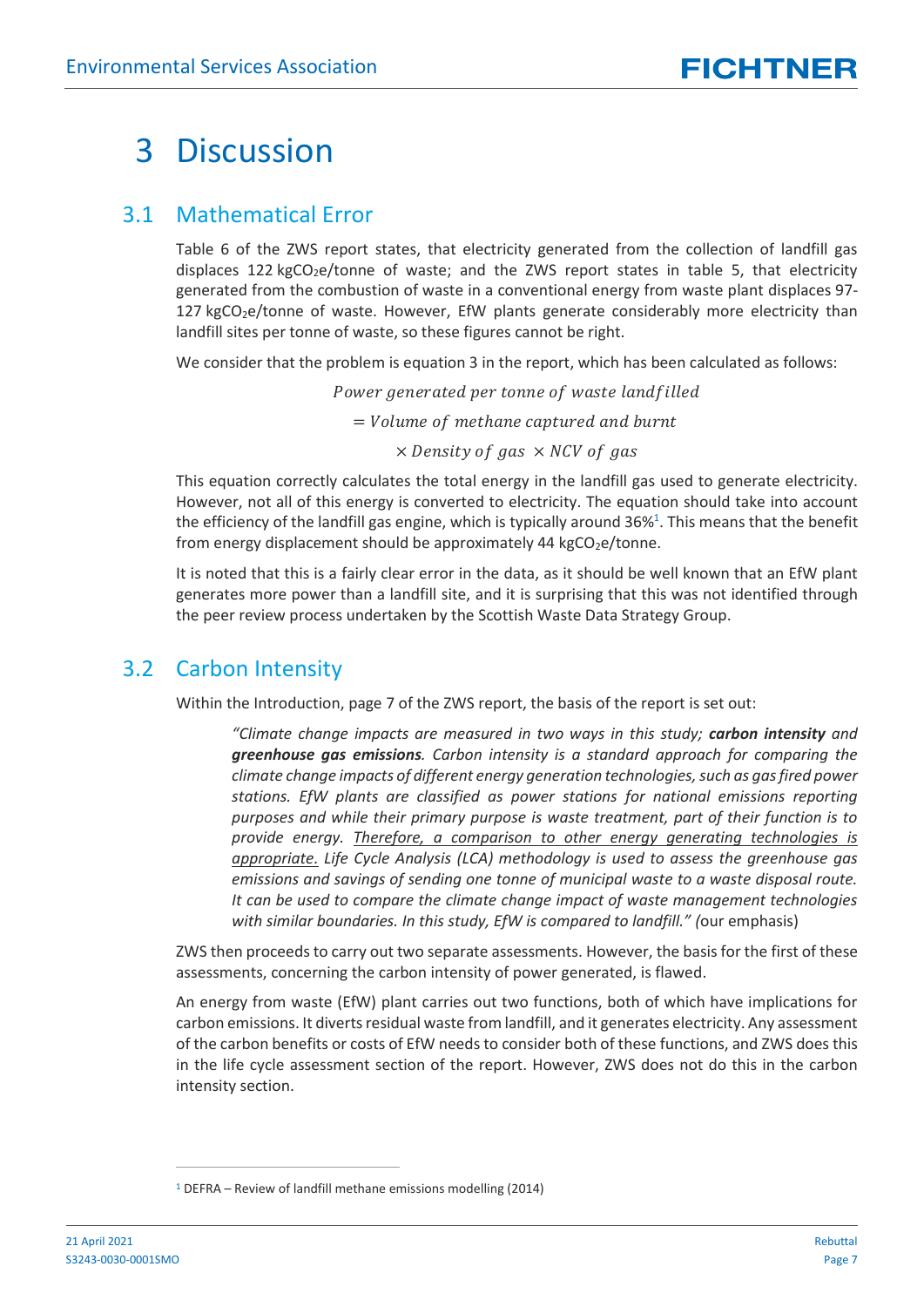# 3 Discussion

## 3.1 Mathematical Error

Table 6 of the ZWS report states, that electricity generated from the collection of landfill gas displaces 122 $kgCO_2e$/tonne of waste; and the ZWS report states in table 5, that electricity generated from the combustion of waste in a conventional energy from waste plant displaces 97-127 $kgCO_2e$/tonne of waste. However, EfW plants generate considerably more electricity than landfill sites per tonne of waste, so these figures cannot be right.

We consider that the problem is equation 3 in the report, which has been calculated as follows:

$$\begin{gathered} \text{Power generated per tonne of waste landfilled} \\ = \text{Volume of methane captured and burnt} \\ \times \text{Density of gas} \times \text{NCV of gas} \end{gathered}$$

This equation correctly calculates the total energy in the landfill gas used to generate electricity. However, not all of this energy is converted to electricity. The equation should take into account the efficiency of the landfill gas engine, which is typically around 36%[1]. This means that the benefit from energy displacement should be approximately 44 $kgCO_2e$/tonne.

It is noted that this is a fairly clear error in the data, as it should be well known that an EfW plant generates more power than a landfill site, and it is surprising that this was not identified through the peer review process undertaken by the Scottish Waste Data Strategy Group.

## 3.2 Carbon Intensity

Within the Introduction, page 7 of the ZWS report, the basis of the report is set out:

> *"Climate change impacts are measured in two ways in this study;* ***carbon intensity*** *and* ***greenhouse gas emissions****. Carbon intensity is a standard approach for comparing the climate change impacts of different energy generation technologies, such as gas fired power stations. EfW plants are classified as power stations for national emissions reporting purposes and while their primary purpose is waste treatment, part of their function is to provide energy.* <u>*Therefore, a comparison to other energy generating technologies is appropriate.*</u> *Life Cycle Analysis (LCA) methodology is used to assess the greenhouse gas emissions and savings of sending one tonne of municipal waste to a waste disposal route. It can be used to compare the climate change impact of waste management technologies with similar boundaries. In this study, EfW is compared to landfill." (*our emphasis)

ZWS then proceeds to carry out two separate assessments. However, the basis for the first of these assessments, concerning the carbon intensity of power generated, is flawed.

An energy from waste (EfW) plant carries out two functions, both of which have implications for carbon emissions. It diverts residual waste from landfill, and it generates electricity. Any assessment of the carbon benefits or costs of EfW needs to consider both of these functions, and ZWS does this in the life cycle assessment section of the report. However, ZWS does not do this in the carbon intensity section.

[1] DEFRA – Review of landfill methane emissions modelling (2014)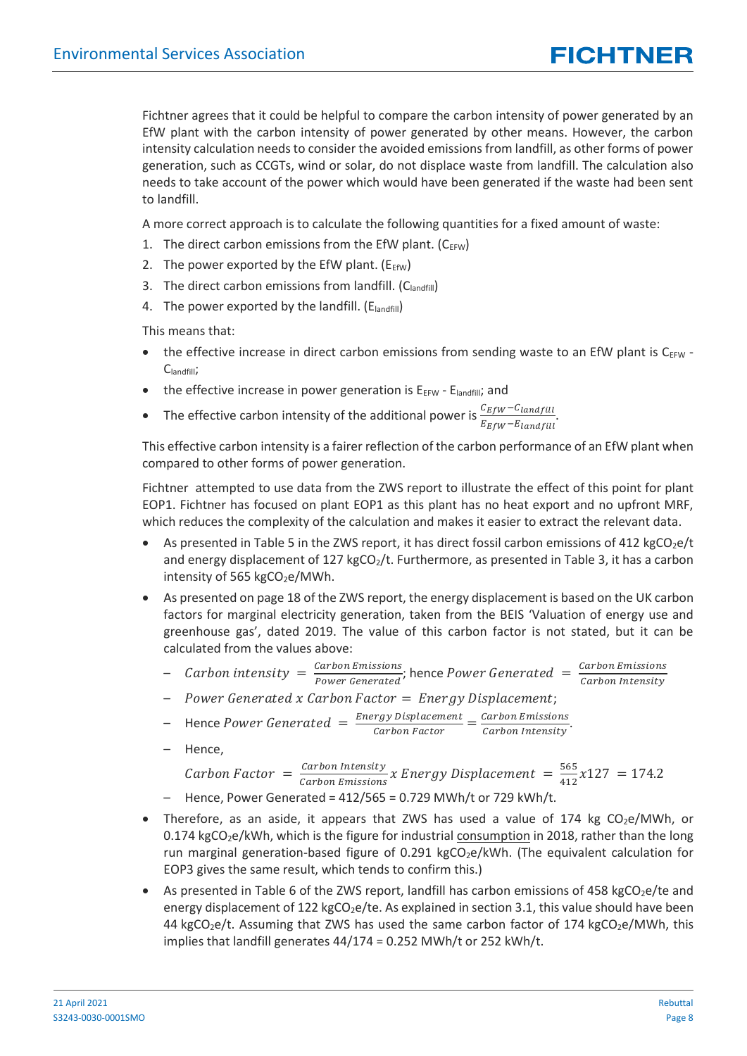Fichtner agrees that it could be helpful to compare the carbon intensity of power generated by an EfW plant with the carbon intensity of power generated by other means. However, the carbon intensity calculation needs to consider the avoided emissions from landfill, as other forms of power generation, such as CCGTs, wind or solar, do not displace waste from landfill. The calculation also needs to take account of the power which would have been generated if the waste had been sent to landfill.

A more correct approach is to calculate the following quantities for a fixed amount of waste:

1. The direct carbon emissions from the EfW plant. ($C_{EFW}$)
2. The power exported by the EfW plant. ($E_{EfW}$)
3. The direct carbon emissions from landfill. ($C_{landfill}$)
4. The power exported by the landfill. ($E_{landfill}$)

This means that:

- the effective increase in direct carbon emissions from sending waste to an EfW plant is $C_{EFW}$ - $C_{landfill}$;
- the effective increase in power generation is $E_{EFW}$ - $E_{landfill}$; and
- The effective carbon intensity of the additional power is $\frac{C_{EfW} - C_{landfill}}{E_{EfW} - E_{landfill}}$.

This effective carbon intensity is a fairer reflection of the carbon performance of an EfW plant when compared to other forms of power generation.

Fichtner attempted to use data from the ZWS report to illustrate the effect of this point for plant EOP1. Fichtner has focused on plant EOP1 as this plant has no heat export and no upfront MRF, which reduces the complexity of the calculation and makes it easier to extract the relevant data.

- As presented in Table 5 in the ZWS report, it has direct fossil carbon emissions of 412 $kgCO_2e/t$ and energy displacement of 127 $kgCO_2/t$. Furthermore, as presented in Table 3, it has a carbon intensity of 565 $kgCO_2e/MWh$.
- As presented on page 18 of the ZWS report, the energy displacement is based on the UK carbon factors for marginal electricity generation, taken from the BEIS 'Valuation of energy use and greenhouse gas', dated 2019. The value of this carbon factor is not stated, but it can be calculated from the values above:
  - $Carbon\ intensity = \frac{Carbon\ Emissions}{Power\ Generated}$; hence $Power\ Generated = \frac{Carbon\ Emissions}{Carbon\ Intensity}$
  - $Power\ Generated\ x\ Carbon\ Factor = Energy\ Displacement$;
  - Hence $Power\ Generated = \frac{Energy\ Displacement}{Carbon\ Factor} = \frac{Carbon\ Emissions}{Carbon\ Intensity}$.
  - Hence,

    $$Carbon\ Factor = \frac{Carbon\ Intensity}{Carbon\ Emissions} x\ Energy\ Displacement = \frac{565}{412} x 127 = 174.2$$
  - Hence, Power Generated = 412/565 = 0.729 MWh/t or 729 kWh/t.
- Therefore, as an aside, it appears that ZWS has used a value of 174 kg $CO_2e/MWh$, or 0.174 $kgCO_2e/kWh$, which is the figure for industrial consumption in 2018, rather than the long run marginal generation-based figure of 0.291 $kgCO_2e/kWh$. (The equivalent calculation for EOP3 gives the same result, which tends to confirm this.)
- As presented in Table 6 of the ZWS report, landfill has carbon emissions of 458 $kgCO_2e/te$ and energy displacement of 122 $kgCO_2e/te$. As explained in section 3.1, this value should have been 44 $kgCO_2e/t$. Assuming that ZWS has used the same carbon factor of 174 $kgCO_2e/MWh$, this implies that landfill generates 44/174 = 0.252 MWh/t or 252 kWh/t.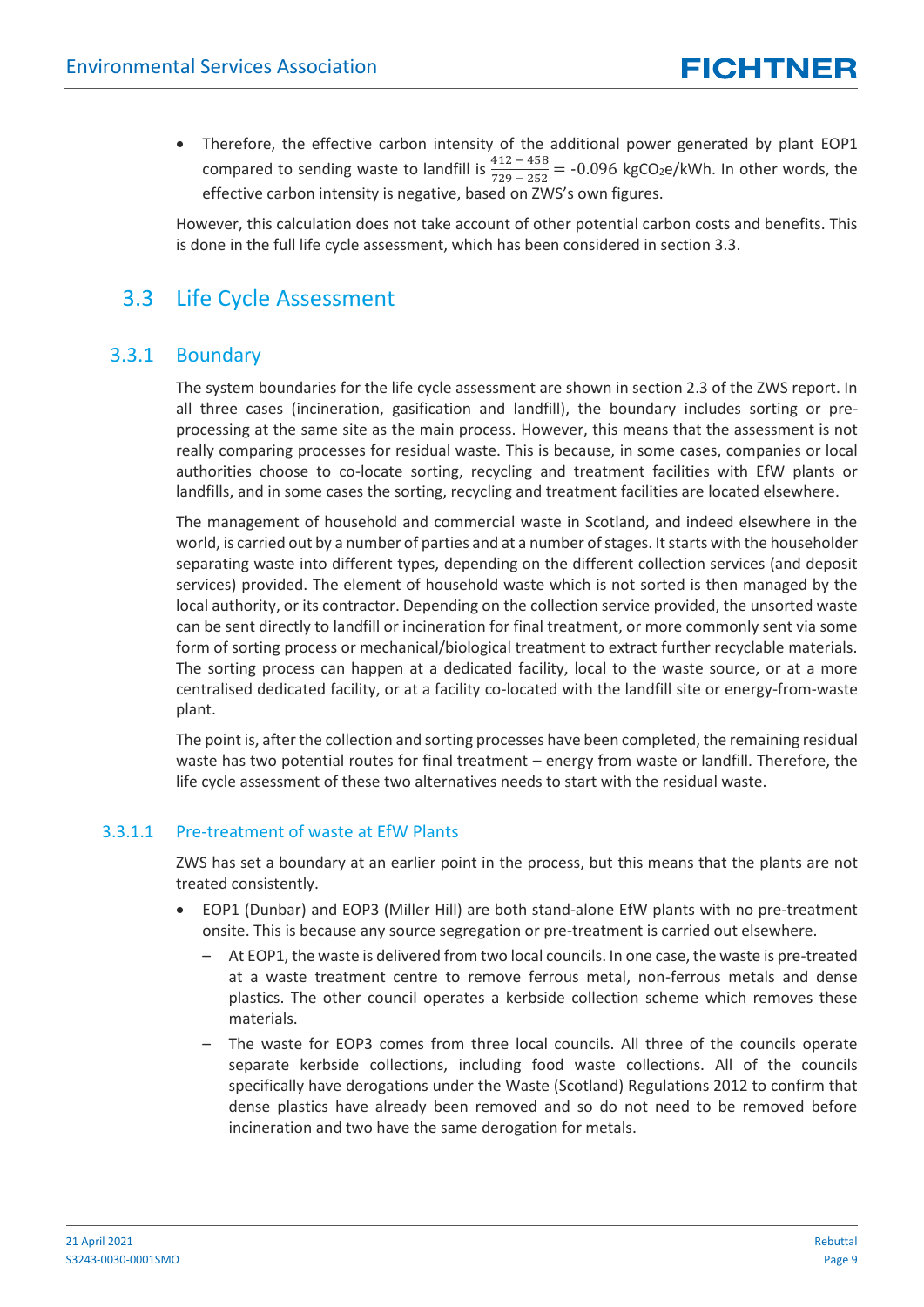- Therefore, the effective carbon intensity of the additional power generated by plant EOP1 compared to sending waste to landfill is $\frac{412 - 458}{729 - 252} = -0.096$ kg$CO_2$e/kWh. In other words, the effective carbon intensity is negative, based on ZWS's own figures.

However, this calculation does not take account of other potential carbon costs and benefits. This is done in the full life cycle assessment, which has been considered in section 3.3.

## 3.3 Life Cycle Assessment

### 3.3.1 Boundary

The system boundaries for the life cycle assessment are shown in section 2.3 of the ZWS report. In all three cases (incineration, gasification and landfill), the boundary includes sorting or pre-processing at the same site as the main process. However, this means that the assessment is not really comparing processes for residual waste. This is because, in some cases, companies or local authorities choose to co-locate sorting, recycling and treatment facilities with EfW plants or landfills, and in some cases the sorting, recycling and treatment facilities are located elsewhere.

The management of household and commercial waste in Scotland, and indeed elsewhere in the world, is carried out by a number of parties and at a number of stages. It starts with the householder separating waste into different types, depending on the different collection services (and deposit services) provided. The element of household waste which is not sorted is then managed by the local authority, or its contractor. Depending on the collection service provided, the unsorted waste can be sent directly to landfill or incineration for final treatment, or more commonly sent via some form of sorting process or mechanical/biological treatment to extract further recyclable materials. The sorting process can happen at a dedicated facility, local to the waste source, or at a more centralised dedicated facility, or at a facility co-located with the landfill site or energy-from-waste plant.

The point is, after the collection and sorting processes have been completed, the remaining residual waste has two potential routes for final treatment – energy from waste or landfill. Therefore, the life cycle assessment of these two alternatives needs to start with the residual waste.

#### 3.3.1.1 Pre-treatment of waste at EfW Plants

ZWS has set a boundary at an earlier point in the process, but this means that the plants are not treated consistently.

- EOP1 (Dunbar) and EOP3 (Miller Hill) are both stand-alone EfW plants with no pre-treatment onsite. This is because any source segregation or pre-treatment is carried out elsewhere.
  - At EOP1, the waste is delivered from two local councils. In one case, the waste is pre-treated at a waste treatment centre to remove ferrous metal, non-ferrous metals and dense plastics. The other council operates a kerbside collection scheme which removes these materials.
  - The waste for EOP3 comes from three local councils. All three of the councils operate separate kerbside collections, including food waste collections. All of the councils specifically have derogations under the Waste (Scotland) Regulations 2012 to confirm that dense plastics have already been removed and so do not need to be removed before incineration and two have the same derogation for metals.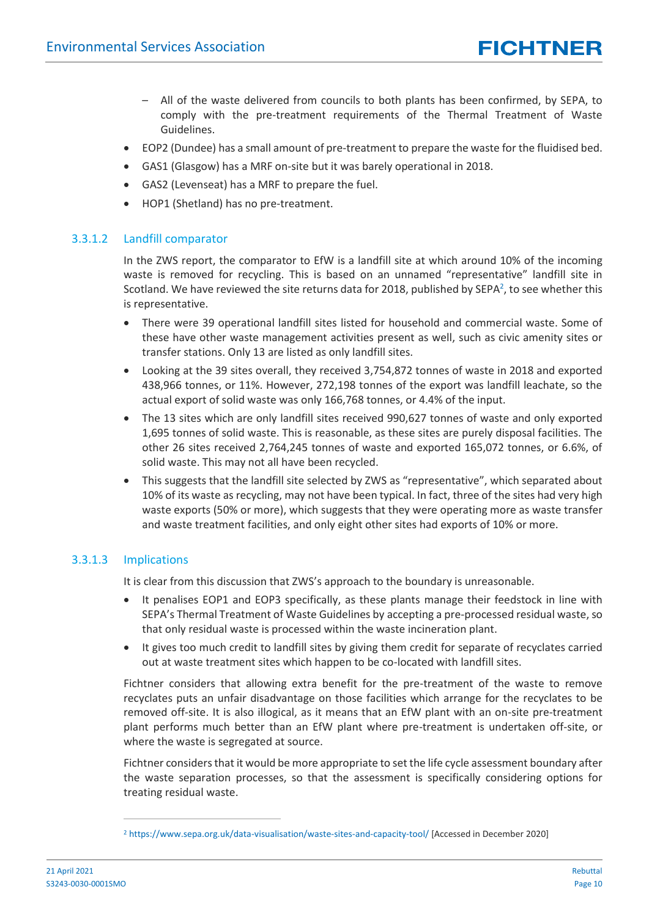- All of the waste delivered from councils to both plants has been confirmed, by SEPA, to comply with the pre-treatment requirements of the Thermal Treatment of Waste Guidelines.
- EOP2 (Dundee) has a small amount of pre-treatment to prepare the waste for the fluidised bed.
- GAS1 (Glasgow) has a MRF on-site but it was barely operational in 2018.
- GAS2 (Levenseat) has a MRF to prepare the fuel.
- HOP1 (Shetland) has no pre-treatment.

#### 3.3.1.2 Landfill comparator

In the ZWS report, the comparator to EfW is a landfill site at which around 10% of the incoming waste is removed for recycling. This is based on an unnamed "representative" landfill site in Scotland. We have reviewed the site returns data for 2018, published by SEPA[2], to see whether this is representative.

- There were 39 operational landfill sites listed for household and commercial waste. Some of these have other waste management activities present as well, such as civic amenity sites or transfer stations. Only 13 are listed as only landfill sites.
- Looking at the 39 sites overall, they received 3,754,872 tonnes of waste in 2018 and exported 438,966 tonnes, or 11%. However, 272,198 tonnes of the export was landfill leachate, so the actual export of solid waste was only 166,768 tonnes, or 4.4% of the input.
- The 13 sites which are only landfill sites received 990,627 tonnes of waste and only exported 1,695 tonnes of solid waste. This is reasonable, as these sites are purely disposal facilities. The other 26 sites received 2,764,245 tonnes of waste and exported 165,072 tonnes, or 6.6%, of solid waste. This may not all have been recycled.
- This suggests that the landfill site selected by ZWS as "representative", which separated about 10% of its waste as recycling, may not have been typical. In fact, three of the sites had very high waste exports (50% or more), which suggests that they were operating more as waste transfer and waste treatment facilities, and only eight other sites had exports of 10% or more.

#### 3.3.1.3 Implications

It is clear from this discussion that ZWS's approach to the boundary is unreasonable.

- It penalises EOP1 and EOP3 specifically, as these plants manage their feedstock in line with SEPA's Thermal Treatment of Waste Guidelines by accepting a pre-processed residual waste, so that only residual waste is processed within the waste incineration plant.
- It gives too much credit to landfill sites by giving them credit for separate of recyclates carried out at waste treatment sites which happen to be co-located with landfill sites.

Fichtner considers that allowing extra benefit for the pre-treatment of the waste to remove recyclates puts an unfair disadvantage on those facilities which arrange for the recyclates to be removed off-site. It is also illogical, as it means that an EfW plant with an on-site pre-treatment plant performs much better than an EfW plant where pre-treatment is undertaken off-site, or where the waste is segregated at source.

Fichtner considers that it would be more appropriate to set the life cycle assessment boundary after the waste separation processes, so that the assessment is specifically considering options for treating residual waste.

[2] https://www.sepa.org.uk/data-visualisation/waste-sites-and-capacity-tool/ [Accessed in December 2020]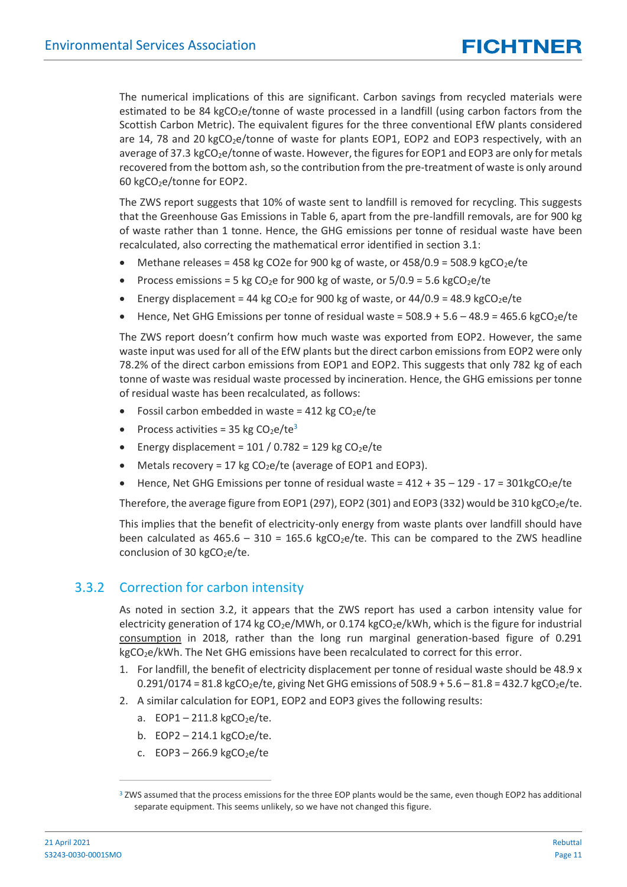The numerical implications of this are significant. Carbon savings from recycled materials were estimated to be 84 kg$CO_2$e/tonne of waste processed in a landfill (using carbon factors from the Scottish Carbon Metric). The equivalent figures for the three conventional EfW plants considered are 14, 78 and 20 kg$CO_2$e/tonne of waste for plants EOP1, EOP2 and EOP3 respectively, with an average of 37.3 kg$CO_2$e/tonne of waste. However, the figures for EOP1 and EOP3 are only for metals recovered from the bottom ash, so the contribution from the pre-treatment of waste is only around 60 kg$CO_2$e/tonne for EOP2.

The ZWS report suggests that 10% of waste sent to landfill is removed for recycling. This suggests that the Greenhouse Gas Emissions in Table 6, apart from the pre-landfill removals, are for 900 kg of waste rather than 1 tonne. Hence, the GHG emissions per tonne of residual waste have been recalculated, also correcting the mathematical error identified in section 3.1:

- Methane releases = 458 kg CO2e for 900 kg of waste, or 458/0.9 = 508.9 kg$CO_2$e/te
- Process emissions = 5 kg $CO_2$e for 900 kg of waste, or 5/0.9 = 5.6 kg$CO_2$e/te
- Energy displacement = 44 kg $CO_2$e for 900 kg of waste, or 44/0.9 = 48.9 kg$CO_2$e/te
- Hence, Net GHG Emissions per tonne of residual waste = 508.9 + 5.6 – 48.9 = 465.6 kg$CO_2$e/te

The ZWS report doesn't confirm how much waste was exported from EOP2. However, the same waste input was used for all of the EfW plants but the direct carbon emissions from EOP2 were only 78.2% of the direct carbon emissions from EOP1 and EOP2. This suggests that only 782 kg of each tonne of waste was residual waste processed by incineration. Hence, the GHG emissions per tonne of residual waste has been recalculated, as follows:

- Fossil carbon embedded in waste = 412 kg $CO_2$e/te
- Process activities = 35 kg $CO_2$e/te[3]
- Energy displacement = 101 / 0.782 = 129 kg $CO_2$e/te
- Metals recovery = 17 kg $CO_2$e/te (average of EOP1 and EOP3).
- Hence, Net GHG Emissions per tonne of residual waste = 412 + 35 – 129 - 17 = 301kg$CO_2$e/te

Therefore, the average figure from EOP1 (297), EOP2 (301) and EOP3 (332) would be 310 kg$CO_2$e/te.

This implies that the benefit of electricity-only energy from waste plants over landfill should have been calculated as 465.6 – 310 = 165.6 kg$CO_2$e/te. This can be compared to the ZWS headline conclusion of 30 kg$CO_2$e/te.

### 3.3.2 Correction for carbon intensity

As noted in section 3.2, it appears that the ZWS report has used a carbon intensity value for electricity generation of 174 kg $CO_2$e/MWh, or 0.174 kg$CO_2$e/kWh, which is the figure for industrial consumption in 2018, rather than the long run marginal generation-based figure of 0.291 kg$CO_2$e/kWh. The Net GHG emissions have been recalculated to correct for this error.

1. For landfill, the benefit of electricity displacement per tonne of residual waste should be 48.9 x 0.291/0174 = 81.8 kg$CO_2$e/te, giving Net GHG emissions of 508.9 + 5.6 – 81.8 = 432.7 kg$CO_2$e/te.
2. A similar calculation for EOP1, EOP2 and EOP3 gives the following results:
   a. EOP1 – 211.8 kg$CO_2$e/te.
   b. EOP2 – 214.1 kg$CO_2$e/te.
   c. EOP3 – 266.9 kg$CO_2$e/te

[3] ZWS assumed that the process emissions for the three EOP plants would be the same, even though EOP2 has additional separate equipment. This seems unlikely, so we have not changed this figure.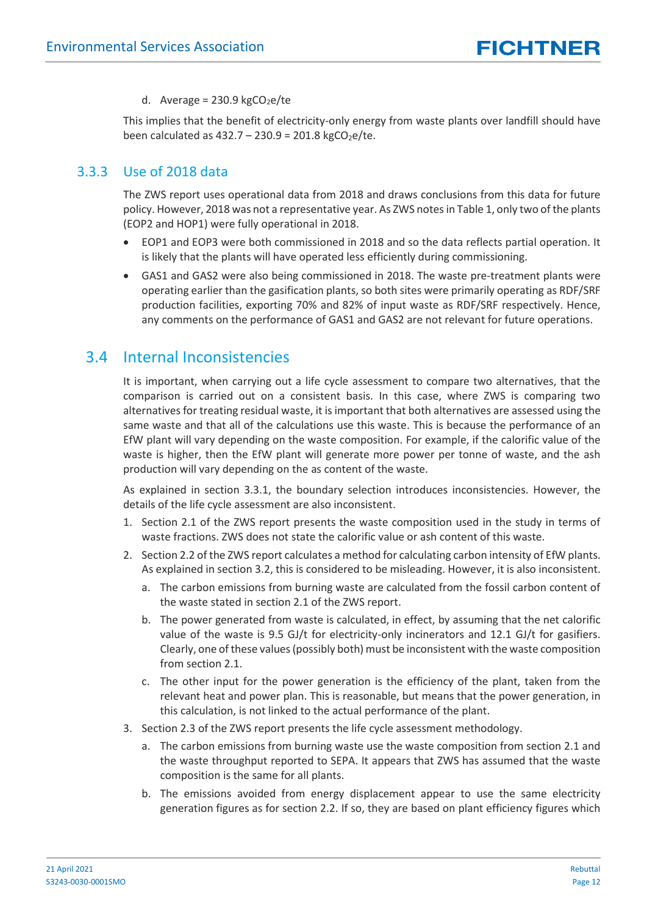d. Average = 230.9 kg$CO_2$e/te

This implies that the benefit of electricity-only energy from waste plants over landfill should have been calculated as 432.7 – 230.9 = 201.8 kg$CO_2$e/te.

### 3.3.3 Use of 2018 data

The ZWS report uses operational data from 2018 and draws conclusions from this data for future policy. However, 2018 was not a representative year. As ZWS notes in Table 1, only two of the plants (EOP2 and HOP1) were fully operational in 2018.

- EOP1 and EOP3 were both commissioned in 2018 and so the data reflects partial operation. It is likely that the plants will have operated less efficiently during commissioning.
- GAS1 and GAS2 were also being commissioned in 2018. The waste pre-treatment plants were operating earlier than the gasification plants, so both sites were primarily operating as RDF/SRF production facilities, exporting 70% and 82% of input waste as RDF/SRF respectively. Hence, any comments on the performance of GAS1 and GAS2 are not relevant for future operations.

## 3.4 Internal Inconsistencies

It is important, when carrying out a life cycle assessment to compare two alternatives, that the comparison is carried out on a consistent basis. In this case, where ZWS is comparing two alternatives for treating residual waste, it is important that both alternatives are assessed using the same waste and that all of the calculations use this waste. This is because the performance of an EfW plant will vary depending on the waste composition. For example, if the calorific value of the waste is higher, then the EfW plant will generate more power per tonne of waste, and the ash production will vary depending on the as content of the waste.

As explained in section 3.3.1, the boundary selection introduces inconsistencies. However, the details of the life cycle assessment are also inconsistent.

1. Section 2.1 of the ZWS report presents the waste composition used in the study in terms of waste fractions. ZWS does not state the calorific value or ash content of this waste.
2. Section 2.2 of the ZWS report calculates a method for calculating carbon intensity of EfW plants. As explained in section 3.2, this is considered to be misleading. However, it is also inconsistent.
   a. The carbon emissions from burning waste are calculated from the fossil carbon content of the waste stated in section 2.1 of the ZWS report.
   b. The power generated from waste is calculated, in effect, by assuming that the net calorific value of the waste is 9.5 GJ/t for electricity-only incinerators and 12.1 GJ/t for gasifiers. Clearly, one of these values (possibly both) must be inconsistent with the waste composition from section 2.1.
   c. The other input for the power generation is the efficiency of the plant, taken from the relevant heat and power plan. This is reasonable, but means that the power generation, in this calculation, is not linked to the actual performance of the plant.
3. Section 2.3 of the ZWS report presents the life cycle assessment methodology.
   a. The carbon emissions from burning waste use the waste composition from section 2.1 and the waste throughput reported to SEPA. It appears that ZWS has assumed that the waste composition is the same for all plants.
   b. The emissions avoided from energy displacement appear to use the same electricity generation figures as for section 2.2. If so, they are based on plant efficiency figures which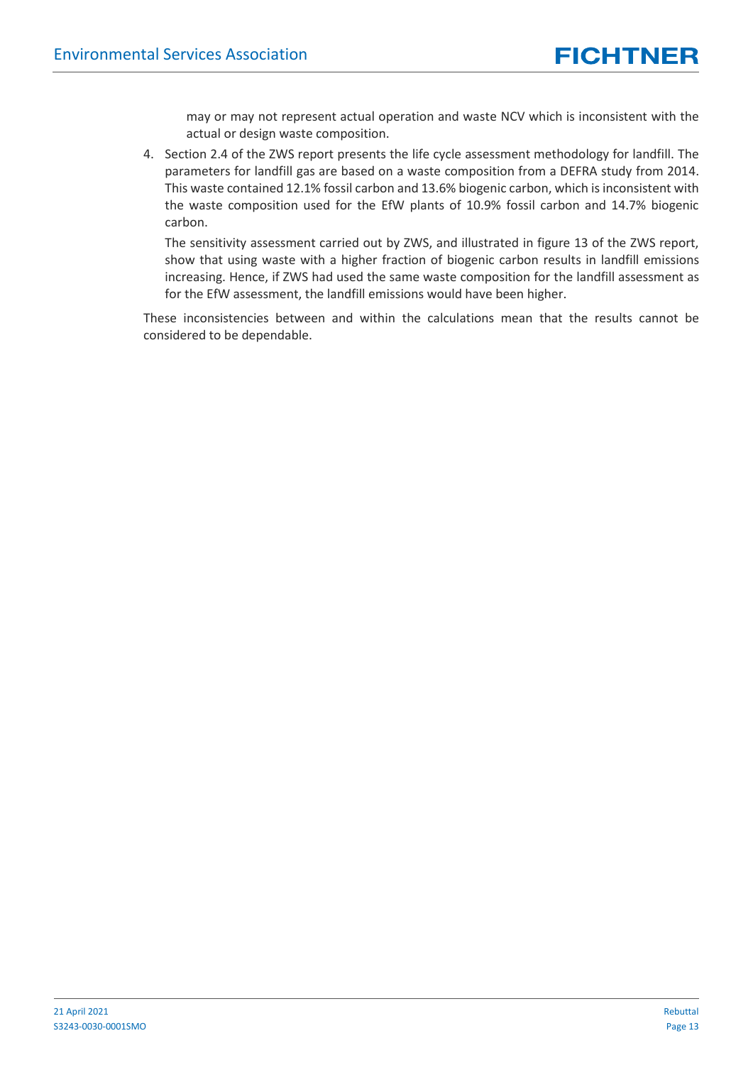may or may not represent actual operation and waste NCV which is inconsistent with the actual or design waste composition.

4. Section 2.4 of the ZWS report presents the life cycle assessment methodology for landfill. The parameters for landfill gas are based on a waste composition from a DEFRA study from 2014. This waste contained 12.1% fossil carbon and 13.6% biogenic carbon, which is inconsistent with the waste composition used for the EfW plants of 10.9% fossil carbon and 14.7% biogenic carbon.

   The sensitivity assessment carried out by ZWS, and illustrated in figure 13 of the ZWS report, show that using waste with a higher fraction of biogenic carbon results in landfill emissions increasing. Hence, if ZWS had used the same waste composition for the landfill assessment as for the EfW assessment, the landfill emissions would have been higher.

These inconsistencies between and within the calculations mean that the results cannot be considered to be dependable.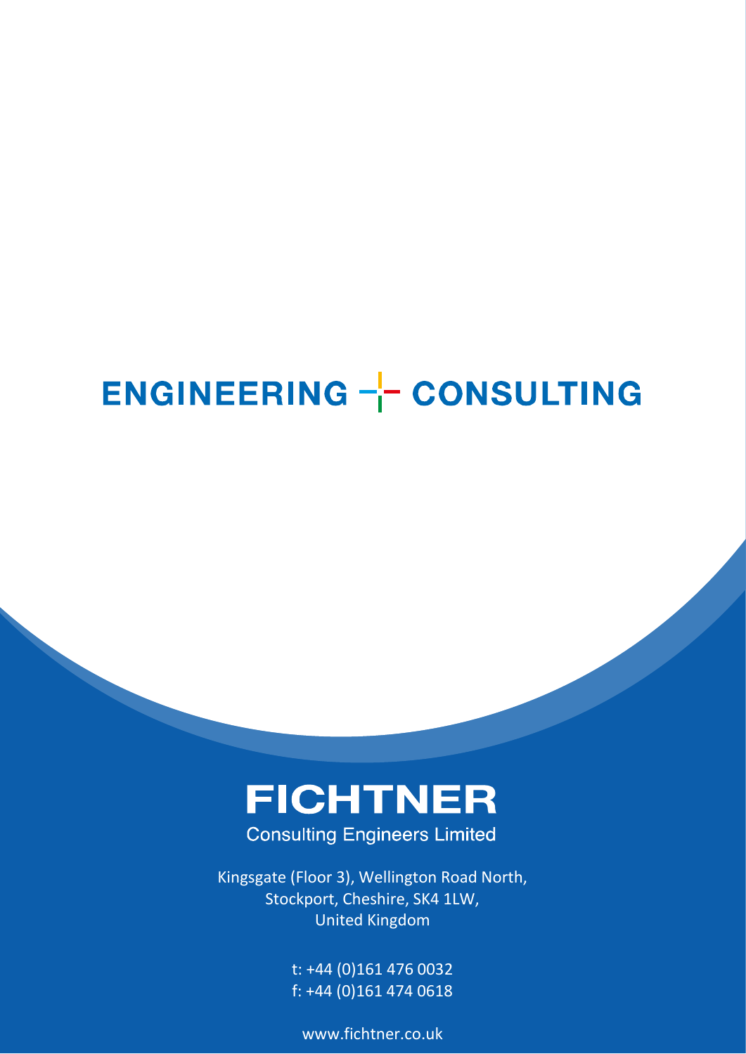ENGINEERING CONSULTING

FICHTNER

Consulting Engineers Limited

Kingsgate (Floor 3), Wellington Road North,
Stockport, Cheshire, SK4 1LW,
United Kingdom

t: +44 (0)161 476 0032
f: +44 (0)161 474 0618

www.fichtner.co.uk